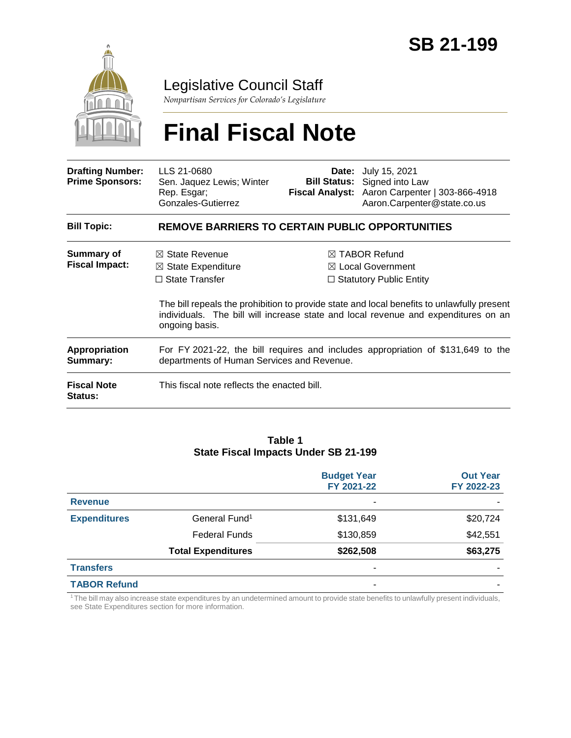# SB 21-199

Legislative Council Staff

*Nonpartisan Services for Colorado's Legislature*

# Final Fiscal Note

| | | | |
|---|---|---|---|
| **Drafting Number:** | LLS 21-0680 | **Date:** | July 15, 2021 |
| **Prime Sponsors:** | Sen. Jaquez Lewis; Winter<br>Rep. Esgar; Gonzales-Gutierrez | **Bill Status:** | Signed into Law |
| | | **Fiscal Analyst:** | Aaron Carpenter \| 303-866-4918<br>Aaron.Carpenter@state.co.us |

**Bill Topic:** **REMOVE BARRIERS TO CERTAIN PUBLIC OPPORTUNITIES**

**Summary of Fiscal Impact:**

☒ State Revenue
☒ State Expenditure
☐ State Transfer
☒ TABOR Refund
☒ Local Government
☐ Statutory Public Entity

The bill repeals the prohibition to provide state and local benefits to unlawfully present individuals. The bill will increase state and local revenue and expenditures on an ongoing basis.

**Appropriation Summary:** For FY 2021-22, the bill requires and includes appropriation of $131,649 to the departments of Human Services and Revenue.

**Fiscal Note Status:** This fiscal note reflects the enacted bill.

**Table 1**
**State Fiscal Impacts Under SB 21-199**

| | | Budget Year FY 2021-22 | Out Year FY 2022-23 |
|---|---|---|---|
| **Revenue** | | - | - |
| **Expenditures** | General Fund[1] | $131,649 | $20,724 |
| | Federal Funds | $130,859 | $42,551 |
| | **Total Expenditures** | **$262,508** | **$63,275** |
| **Transfers** | | - | - |
| **TABOR Refund** | | - | - |

[1] The bill may also increase state expenditures by an undetermined amount to provide state benefits to unlawfully present individuals, see State Expenditures section for more information.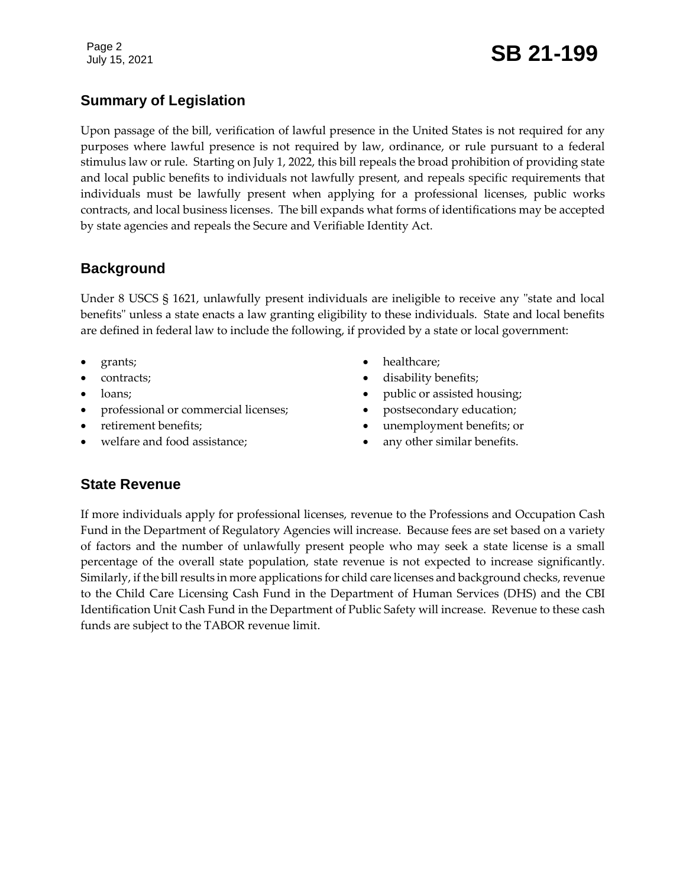## Summary of Legislation

Upon passage of the bill, verification of lawful presence in the United States is not required for any purposes where lawful presence is not required by law, ordinance, or rule pursuant to a federal stimulus law or rule. Starting on July 1, 2022, this bill repeals the broad prohibition of providing state and local public benefits to individuals not lawfully present, and repeals specific requirements that individuals must be lawfully present when applying for a professional licenses, public works contracts, and local business licenses. The bill expands what forms of identifications may be accepted by state agencies and repeals the Secure and Verifiable Identity Act.

## Background

Under 8 USCS § 1621, unlawfully present individuals are ineligible to receive any "state and local benefits" unless a state enacts a law granting eligibility to these individuals. State and local benefits are defined in federal law to include the following, if provided by a state or local government:

- grants;
- contracts;
- loans;
- professional or commercial licenses;
- retirement benefits;
- welfare and food assistance;
- healthcare;
- disability benefits;
- public or assisted housing;
- postsecondary education;
- unemployment benefits; or
- any other similar benefits.

## State Revenue

If more individuals apply for professional licenses, revenue to the Professions and Occupation Cash Fund in the Department of Regulatory Agencies will increase. Because fees are set based on a variety of factors and the number of unlawfully present people who may seek a state license is a small percentage of the overall state population, state revenue is not expected to increase significantly. Similarly, if the bill results in more applications for child care licenses and background checks, revenue to the Child Care Licensing Cash Fund in the Department of Human Services (DHS) and the CBI Identification Unit Cash Fund in the Department of Public Safety will increase. Revenue to these cash funds are subject to the TABOR revenue limit.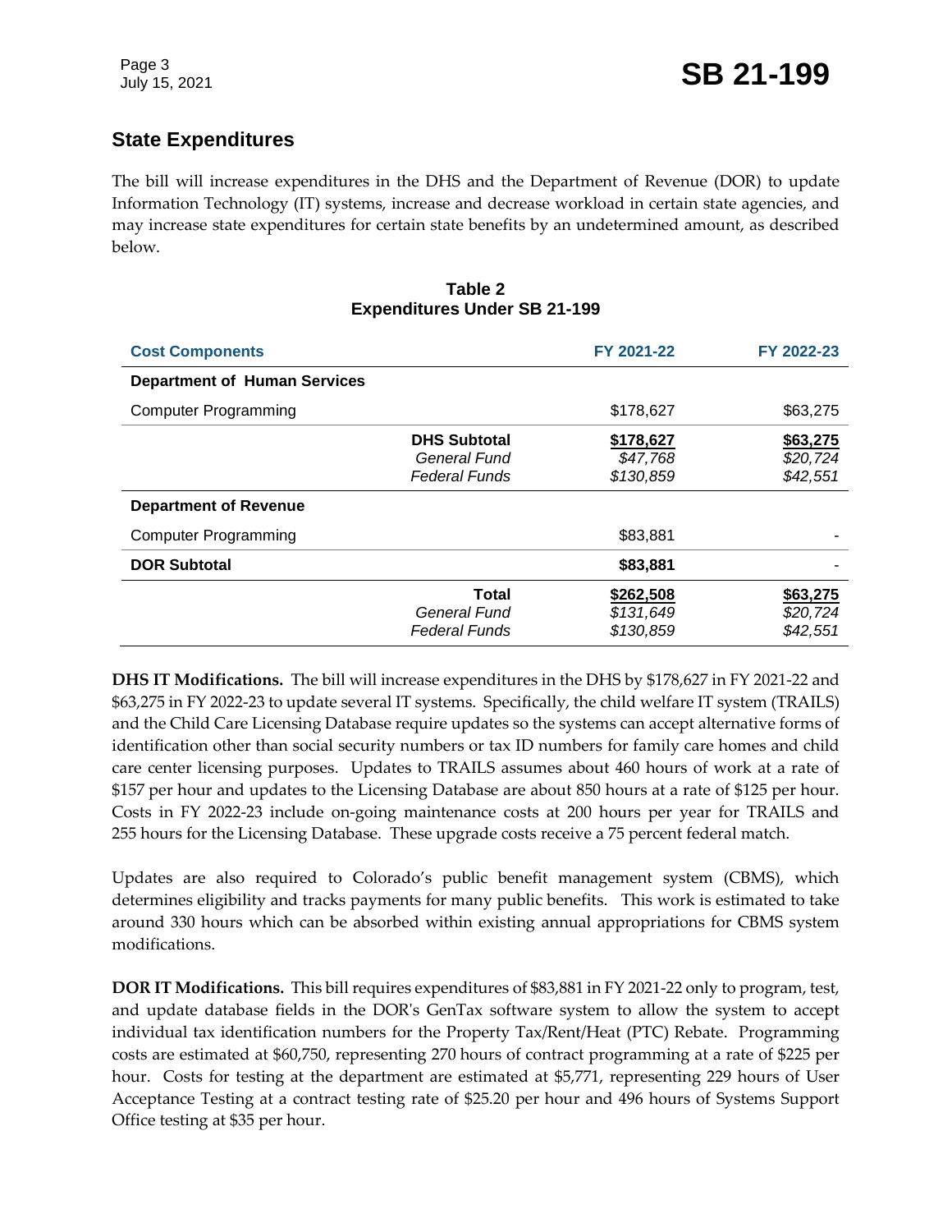## State Expenditures

The bill will increase expenditures in the DHS and the Department of Revenue (DOR) to update Information Technology (IT) systems, increase and decrease workload in certain state agencies, and may increase state expenditures for certain state benefits by an undetermined amount, as described below.

**Table 2**
**Expenditures Under SB 21-199**

| Cost Components | | FY 2021-22 | FY 2022-23 |
|---|---|---|---|
| **Department of Human Services** | | | |
| Computer Programming | | $178,627 | $63,275 |
| | **DHS Subtotal** | **$178,627** | **$63,275** |
| | *General Fund* | *$47,768* | *$20,724* |
| | *Federal Funds* | *$130,859* | *$42,551* |
| **Department of Revenue** | | | |
| Computer Programming | | $83,881 | - |
| **DOR Subtotal** | | **$83,881** | - |
| | **Total** | **$262,508** | **$63,275** |
| | *General Fund* | *$131,649* | *$20,724* |
| | *Federal Funds* | *$130,859* | *$42,551* |

**DHS IT Modifications.** The bill will increase expenditures in the DHS by $178,627 in FY 2021-22 and $63,275 in FY 2022-23 to update several IT systems. Specifically, the child welfare IT system (TRAILS) and the Child Care Licensing Database require updates so the systems can accept alternative forms of identification other than social security numbers or tax ID numbers for family care homes and child care center licensing purposes. Updates to TRAILS assumes about 460 hours of work at a rate of $157 per hour and updates to the Licensing Database are about 850 hours at a rate of $125 per hour. Costs in FY 2022-23 include on-going maintenance costs at 200 hours per year for TRAILS and 255 hours for the Licensing Database. These upgrade costs receive a 75 percent federal match.

Updates are also required to Colorado's public benefit management system (CBMS), which determines eligibility and tracks payments for many public benefits. This work is estimated to take around 330 hours which can be absorbed within existing annual appropriations for CBMS system modifications.

**DOR IT Modifications.** This bill requires expenditures of $83,881 in FY 2021-22 only to program, test, and update database fields in the DOR's GenTax software system to allow the system to accept individual tax identification numbers for the Property Tax/Rent/Heat (PTC) Rebate. Programming costs are estimated at $60,750, representing 270 hours of contract programming at a rate of $225 per hour. Costs for testing at the department are estimated at $5,771, representing 229 hours of User Acceptance Testing at a contract testing rate of $25.20 per hour and 496 hours of Systems Support Office testing at $35 per hour.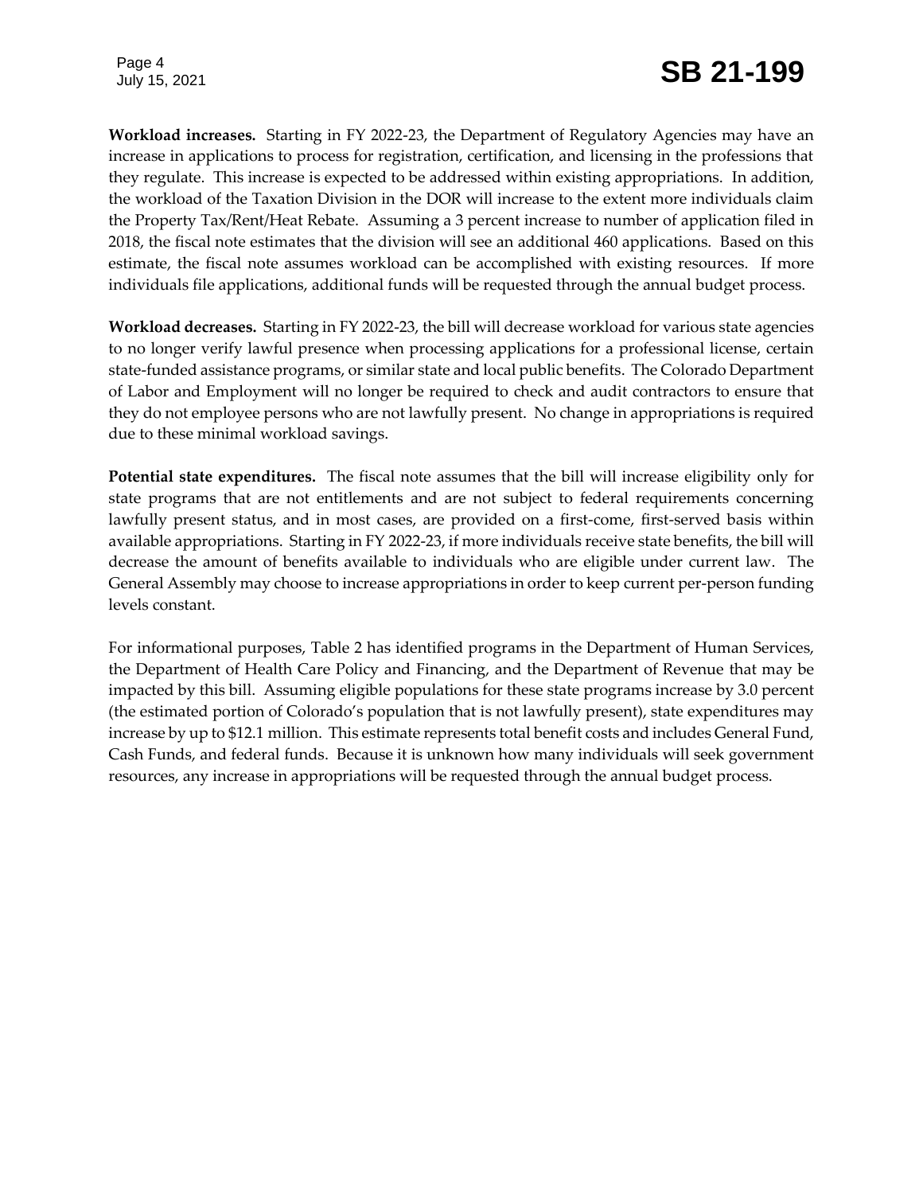**Workload increases.** Starting in FY 2022-23, the Department of Regulatory Agencies may have an increase in applications to process for registration, certification, and licensing in the professions that they regulate. This increase is expected to be addressed within existing appropriations. In addition, the workload of the Taxation Division in the DOR will increase to the extent more individuals claim the Property Tax/Rent/Heat Rebate. Assuming a 3 percent increase to number of application filed in 2018, the fiscal note estimates that the division will see an additional 460 applications. Based on this estimate, the fiscal note assumes workload can be accomplished with existing resources. If more individuals file applications, additional funds will be requested through the annual budget process.

**Workload decreases.** Starting in FY 2022-23, the bill will decrease workload for various state agencies to no longer verify lawful presence when processing applications for a professional license, certain state-funded assistance programs, or similar state and local public benefits. The Colorado Department of Labor and Employment will no longer be required to check and audit contractors to ensure that they do not employee persons who are not lawfully present. No change in appropriations is required due to these minimal workload savings.

**Potential state expenditures.** The fiscal note assumes that the bill will increase eligibility only for state programs that are not entitlements and are not subject to federal requirements concerning lawfully present status, and in most cases, are provided on a first-come, first-served basis within available appropriations. Starting in FY 2022-23, if more individuals receive state benefits, the bill will decrease the amount of benefits available to individuals who are eligible under current law. The General Assembly may choose to increase appropriations in order to keep current per-person funding levels constant.

For informational purposes, Table 2 has identified programs in the Department of Human Services, the Department of Health Care Policy and Financing, and the Department of Revenue that may be impacted by this bill. Assuming eligible populations for these state programs increase by 3.0 percent (the estimated portion of Colorado's population that is not lawfully present), state expenditures may increase by up to $12.1 million. This estimate represents total benefit costs and includes General Fund, Cash Funds, and federal funds. Because it is unknown how many individuals will seek government resources, any increase in appropriations will be requested through the annual budget process.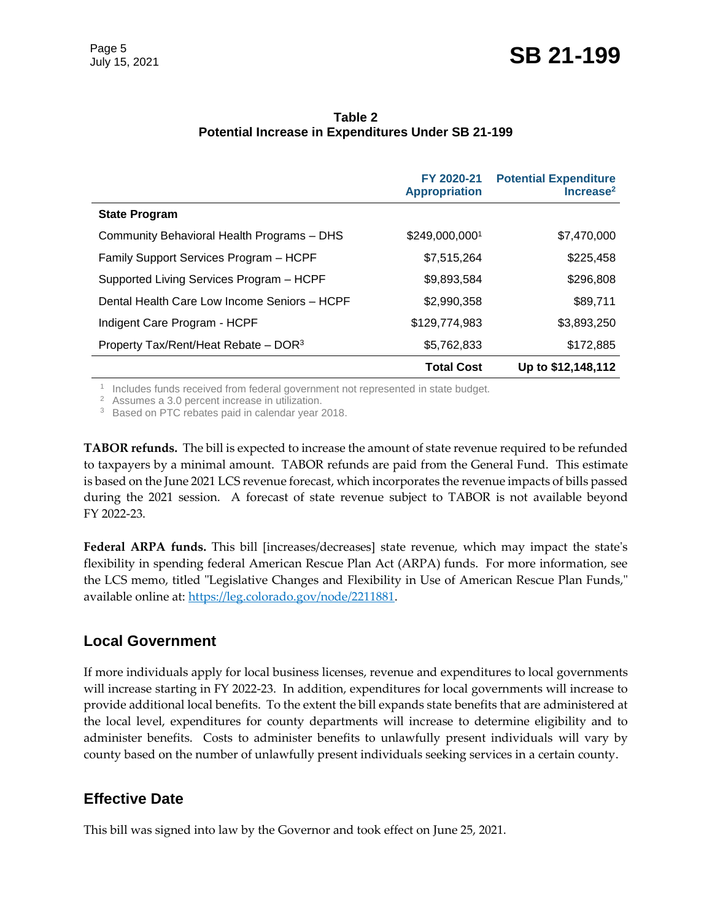**Table 2**
**Potential Increase in Expenditures Under SB 21-199**

| | FY 2020-21 Appropriation | Potential Expenditure Increase[2] |
|---|---|---|
| **State Program** | | |
| Community Behavioral Health Programs – DHS | $249,000,000[1] | $7,470,000 |
| Family Support Services Program – HCPF | $7,515,264 | $225,458 |
| Supported Living Services Program – HCPF | $9,893,584 | $296,808 |
| Dental Health Care Low Income Seniors – HCPF | $2,990,358 | $89,711 |
| Indigent Care Program - HCPF | $129,774,983 | $3,893,250 |
| Property Tax/Rent/Heat Rebate – DOR[3] | $5,762,833 | $172,885 |
| | **Total Cost** | **Up to $12,148,112** |

[1] Includes funds received from federal government not represented in state budget.
[2] Assumes a 3.0 percent increase in utilization.
[3] Based on PTC rebates paid in calendar year 2018.

**TABOR refunds.** The bill is expected to increase the amount of state revenue required to be refunded to taxpayers by a minimal amount. TABOR refunds are paid from the General Fund. This estimate is based on the June 2021 LCS revenue forecast, which incorporates the revenue impacts of bills passed during the 2021 session. A forecast of state revenue subject to TABOR is not available beyond FY 2022-23.

**Federal ARPA funds.** This bill [increases/decreases] state revenue, which may impact the state's flexibility in spending federal American Rescue Plan Act (ARPA) funds. For more information, see the LCS memo, titled "Legislative Changes and Flexibility in Use of American Rescue Plan Funds," available online at: https://leg.colorado.gov/node/2211881.

## Local Government

If more individuals apply for local business licenses, revenue and expenditures to local governments will increase starting in FY 2022-23. In addition, expenditures for local governments will increase to provide additional local benefits. To the extent the bill expands state benefits that are administered at the local level, expenditures for county departments will increase to determine eligibility and to administer benefits. Costs to administer benefits to unlawfully present individuals will vary by county based on the number of unlawfully present individuals seeking services in a certain county.

## Effective Date

This bill was signed into law by the Governor and took effect on June 25, 2021.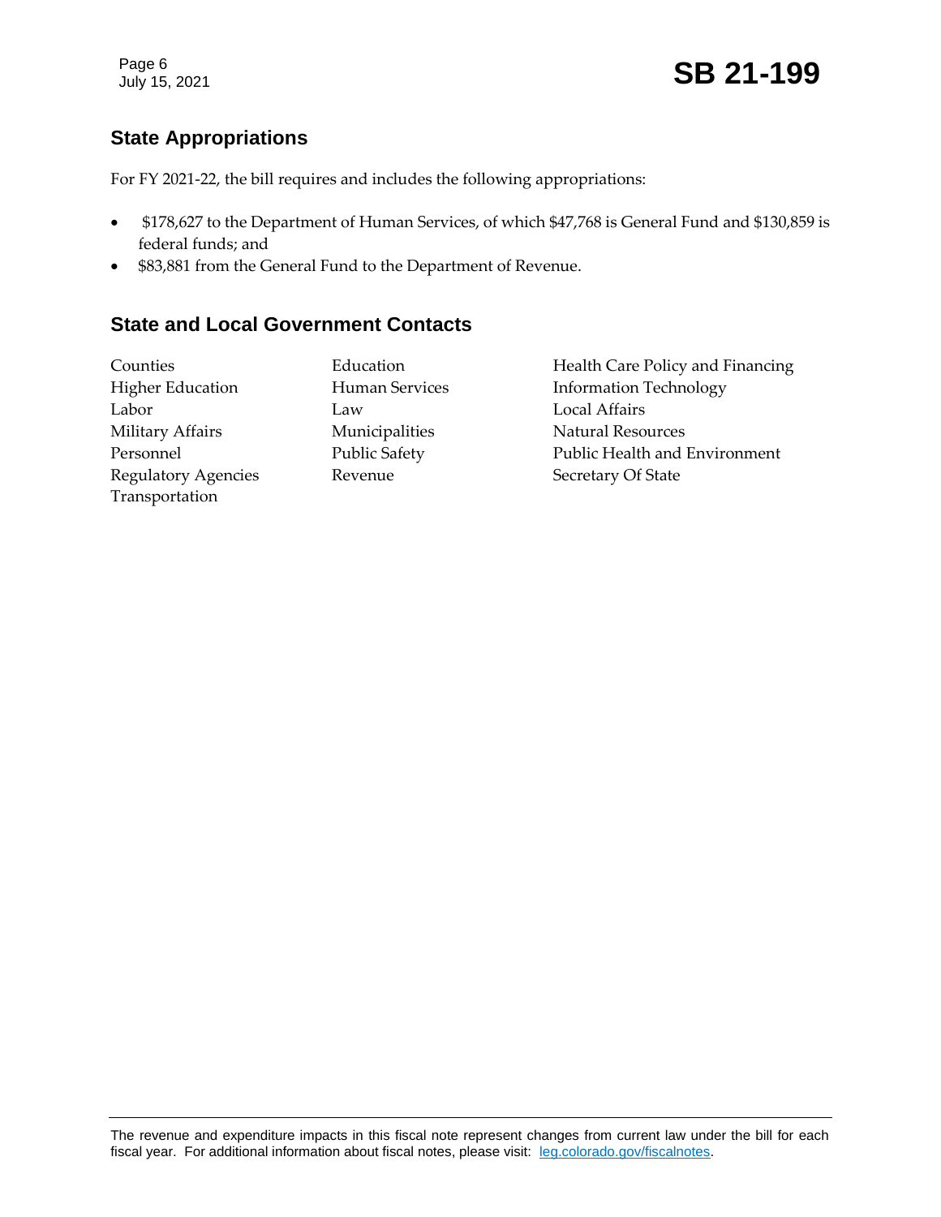## State Appropriations

For FY 2021-22, the bill requires and includes the following appropriations:

- $178,627 to the Department of Human Services, of which $47,768 is General Fund and $130,859 is federal funds; and
- $83,881 from the General Fund to the Department of Revenue.

## State and Local Government Contacts

| | | |
|---|---|---|
| Counties | Education | Health Care Policy and Financing |
| Higher Education | Human Services | Information Technology |
| Labor | Law | Local Affairs |
| Military Affairs | Municipalities | Natural Resources |
| Personnel | Public Safety | Public Health and Environment |
| Regulatory Agencies | Revenue | Secretary Of State |
| Transportation | | |

The revenue and expenditure impacts in this fiscal note represent changes from current law under the bill for each fiscal year. For additional information about fiscal notes, please visit: leg.colorado.gov/fiscalnotes.